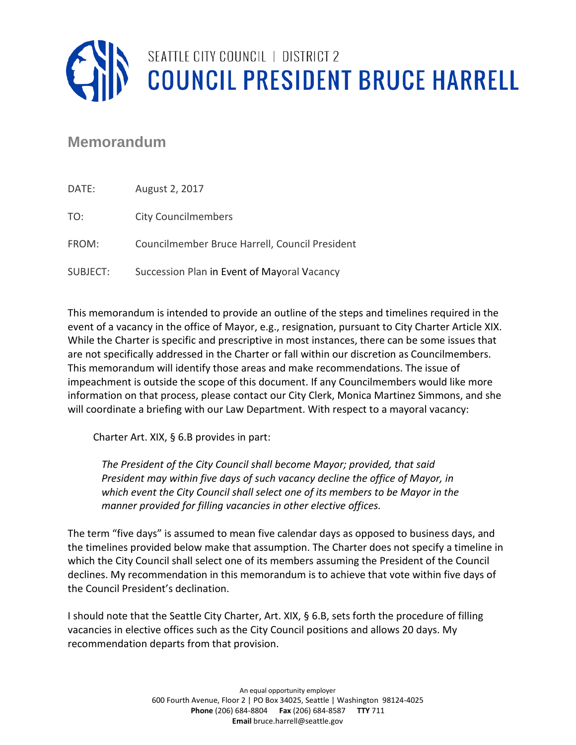SEATTLE CITY COUNCIL | DISTRICT 2

# COUNCIL PRESIDENT BRUCE HARRELL

## Memorandum

DATE: August 2, 2017

TO: City Councilmembers

FROM: Councilmember Bruce Harrell, Council President

SUBJECT: Succession Plan in Event of Mayoral Vacancy

This memorandum is intended to provide an outline of the steps and timelines required in the event of a vacancy in the office of Mayor, e.g., resignation, pursuant to City Charter Article XIX. While the Charter is specific and prescriptive in most instances, there can be some issues that are not specifically addressed in the Charter or fall within our discretion as Councilmembers. This memorandum will identify those areas and make recommendations. The issue of impeachment is outside the scope of this document. If any Councilmembers would like more information on that process, please contact our City Clerk, Monica Martinez Simmons, and she will coordinate a briefing with our Law Department. With respect to a mayoral vacancy:

Charter Art. XIX, § 6.B provides in part:

> *The President of the City Council shall become Mayor; provided, that said President may within five days of such vacancy decline the office of Mayor, in which event the City Council shall select one of its members to be Mayor in the manner provided for filling vacancies in other elective offices.*

The term "five days" is assumed to mean five calendar days as opposed to business days, and the timelines provided below make that assumption. The Charter does not specify a timeline in which the City Council shall select one of its members assuming the President of the Council declines. My recommendation in this memorandum is to achieve that vote within five days of the Council President's declination.

I should note that the Seattle City Charter, Art. XIX, § 6.B, sets forth the procedure of filling vacancies in elective offices such as the City Council positions and allows 20 days. My recommendation departs from that provision.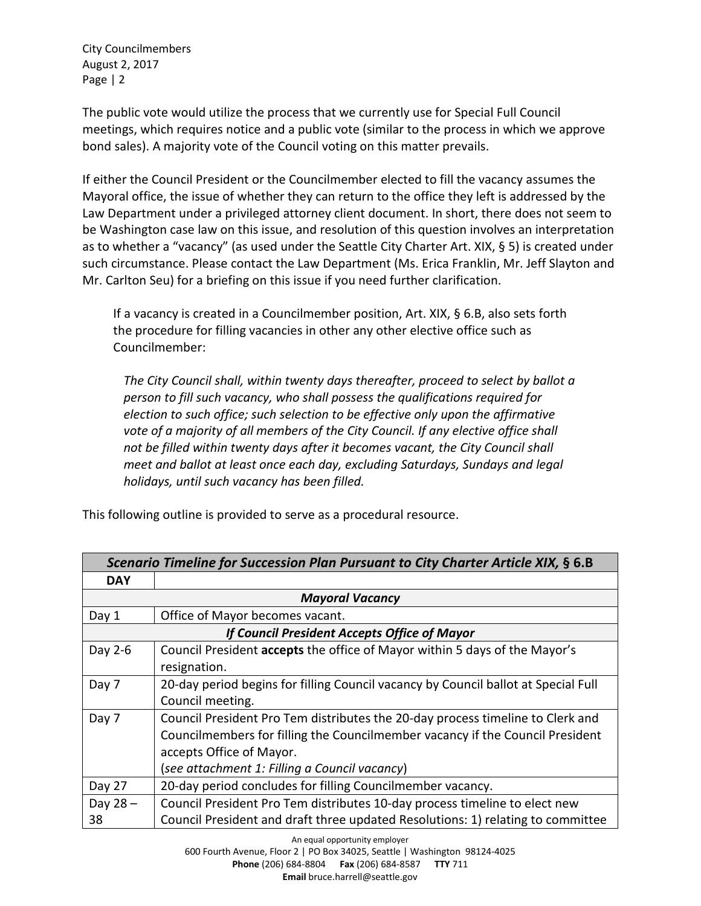The public vote would utilize the process that we currently use for Special Full Council meetings, which requires notice and a public vote (similar to the process in which we approve bond sales). A majority vote of the Council voting on this matter prevails.

If either the Council President or the Councilmember elected to fill the vacancy assumes the Mayoral office, the issue of whether they can return to the office they left is addressed by the Law Department under a privileged attorney client document. In short, there does not seem to be Washington case law on this issue, and resolution of this question involves an interpretation as to whether a "vacancy" (as used under the Seattle City Charter Art. XIX, § 5) is created under such circumstance. Please contact the Law Department (Ms. Erica Franklin, Mr. Jeff Slayton and Mr. Carlton Seu) for a briefing on this issue if you need further clarification.

> If a vacancy is created in a Councilmember position, Art. XIX, § 6.B, also sets forth the procedure for filling vacancies in other any other elective office such as Councilmember:
>
> > *The City Council shall, within twenty days thereafter, proceed to select by ballot a person to fill such vacancy, who shall possess the qualifications required for election to such office; such selection to be effective only upon the affirmative vote of a majority of all members of the City Council. If any elective office shall not be filled within twenty days after it becomes vacant, the City Council shall meet and ballot at least once each day, excluding Saturdays, Sundays and legal holidays, until such vacancy has been filled.*

This following outline is provided to serve as a procedural resource.

| ***Scenario Timeline for Succession Plan Pursuant to City Charter Article XIX, § 6.B*** | |
|---|---|
| **DAY** | |
| | ***Mayoral Vacancy*** |
| Day 1 | Office of Mayor becomes vacant. |
| | ***If Council President Accepts Office of Mayor*** |
| Day 2-6 | Council President **accepts** the office of Mayor within 5 days of the Mayor's resignation. |
| Day 7 | 20-day period begins for filling Council vacancy by Council ballot at Special Full Council meeting. |
| Day 7 | Council President Pro Tem distributes the 20-day process timeline to Clerk and Councilmembers for filling the Councilmember vacancy if the Council President accepts Office of Mayor. (*see attachment 1: Filling a Council vacancy*) |
| Day 27 | 20-day period concludes for filling Councilmember vacancy. |
| Day 28 – 38 | Council President Pro Tem distributes 10-day process timeline to elect new Council President and draft three updated Resolutions: 1) relating to committee |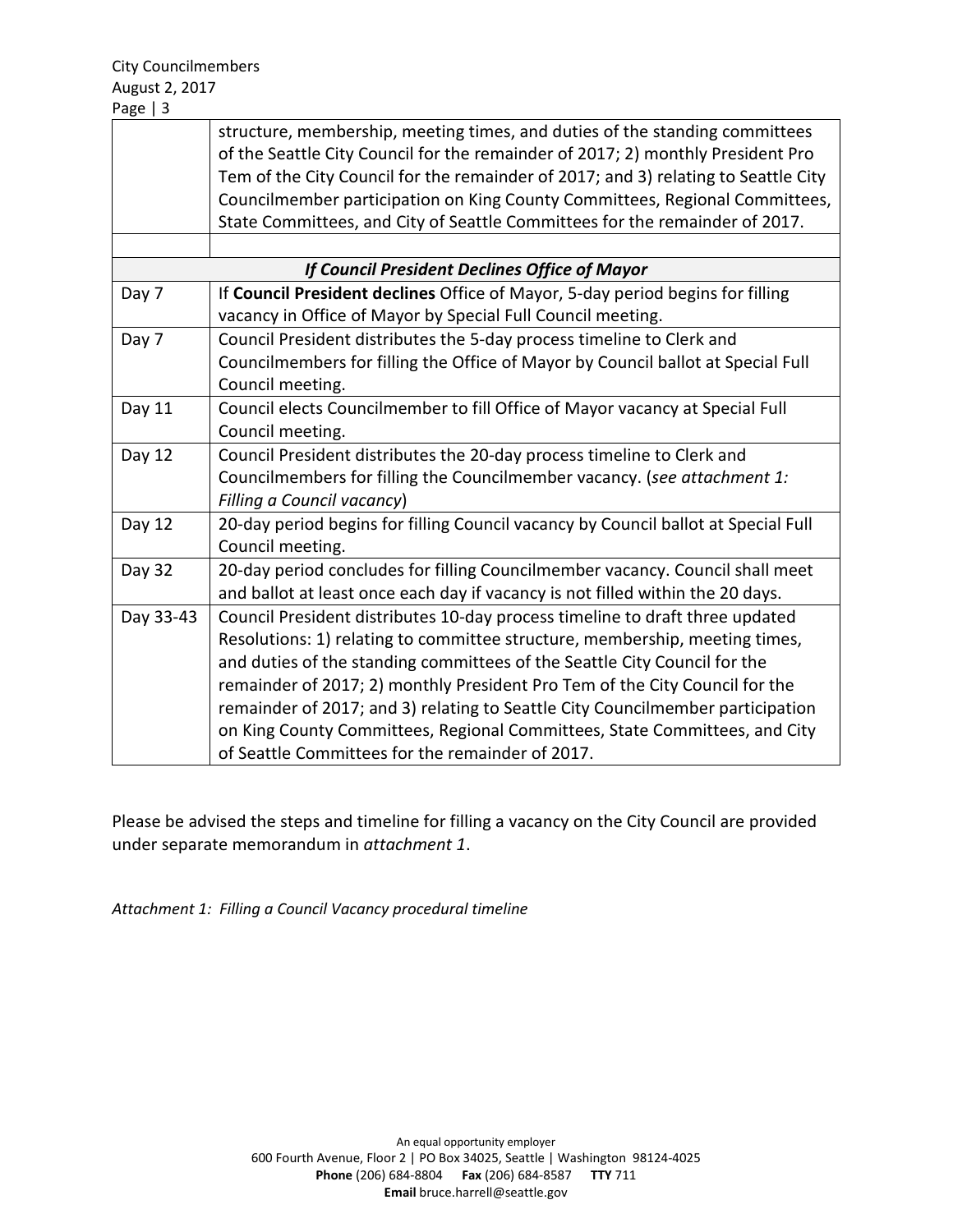| | |
|---|---|
| | structure, membership, meeting times, and duties of the standing committees of the Seattle City Council for the remainder of 2017; 2) monthly President Pro Tem of the City Council for the remainder of 2017; and 3) relating to Seattle City Councilmember participation on King County Committees, Regional Committees, State Committees, and City of Seattle Committees for the remainder of 2017. |
| | |
| ***If Council President Declines Office of Mayor*** | |
| Day 7 | If **Council President declines** Office of Mayor, 5-day period begins for filling vacancy in Office of Mayor by Special Full Council meeting. |
| Day 7 | Council President distributes the 5-day process timeline to Clerk and Councilmembers for filling the Office of Mayor by Council ballot at Special Full Council meeting. |
| Day 11 | Council elects Councilmember to fill Office of Mayor vacancy at Special Full Council meeting. |
| Day 12 | Council President distributes the 20-day process timeline to Clerk and Councilmembers for filling the Councilmember vacancy. (*see attachment 1: Filling a Council vacancy*) |
| Day 12 | 20-day period begins for filling Council vacancy by Council ballot at Special Full Council meeting. |
| Day 32 | 20-day period concludes for filling Councilmember vacancy. Council shall meet and ballot at least once each day if vacancy is not filled within the 20 days. |
| Day 33-43 | Council President distributes 10-day process timeline to draft three updated Resolutions: 1) relating to committee structure, membership, meeting times, and duties of the standing committees of the Seattle City Council for the remainder of 2017; 2) monthly President Pro Tem of the City Council for the remainder of 2017; and 3) relating to Seattle City Councilmember participation on King County Committees, Regional Committees, State Committees, and City of Seattle Committees for the remainder of 2017. |

Please be advised the steps and timeline for filling a vacancy on the City Council are provided under separate memorandum in *attachment 1*.

*Attachment 1: Filling a Council Vacancy procedural timeline*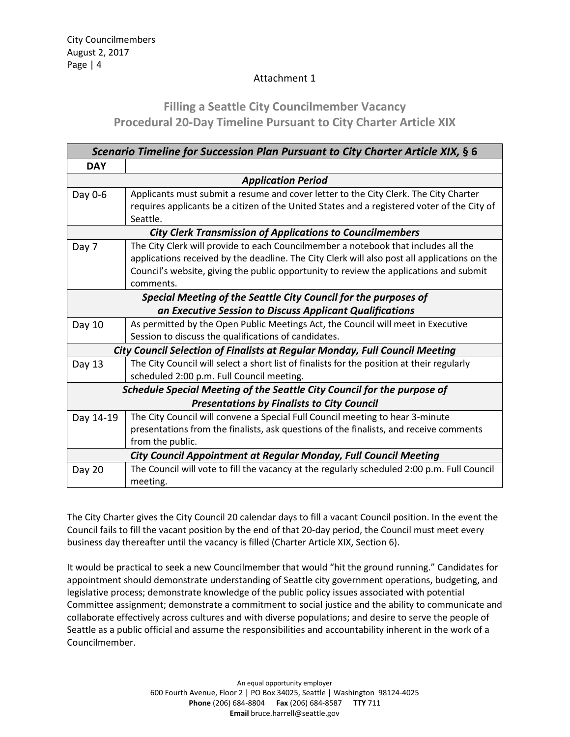Attachment 1

## Filling a Seattle City Councilmember Vacancy
## Procedural 20-Day Timeline Pursuant to City Charter Article XIX

| ***Scenario Timeline for Succession Plan Pursuant to City Charter Article XIX, § 6*** | |
|---|---|
| **DAY** | |
| ***Application Period*** | |
| Day 0-6 | Applicants must submit a resume and cover letter to the City Clerk. The City Charter requires applicants be a citizen of the United States and a registered voter of the City of Seattle. |
| ***City Clerk Transmission of Applications to Councilmembers*** | |
| Day 7 | The City Clerk will provide to each Councilmember a notebook that includes all the applications received by the deadline. The City Clerk will also post all applications on the Council's website, giving the public opportunity to review the applications and submit comments. |
| ***Special Meeting of the Seattle City Council for the purposes of an Executive Session to Discuss Applicant Qualifications*** | |
| Day 10 | As permitted by the Open Public Meetings Act, the Council will meet in Executive Session to discuss the qualifications of candidates. |
| ***City Council Selection of Finalists at Regular Monday, Full Council Meeting*** | |
| Day 13 | The City Council will select a short list of finalists for the position at their regularly scheduled 2:00 p.m. Full Council meeting. |
| ***Schedule Special Meeting of the Seattle City Council for the purpose of Presentations by Finalists to City Council*** | |
| Day 14-19 | The City Council will convene a Special Full Council meeting to hear 3-minute presentations from the finalists, ask questions of the finalists, and receive comments from the public. |
| ***City Council Appointment at Regular Monday, Full Council Meeting*** | |
| Day 20 | The Council will vote to fill the vacancy at the regularly scheduled 2:00 p.m. Full Council meeting. |

The City Charter gives the City Council 20 calendar days to fill a vacant Council position. In the event the Council fails to fill the vacant position by the end of that 20-day period, the Council must meet every business day thereafter until the vacancy is filled (Charter Article XIX, Section 6).

It would be practical to seek a new Councilmember that would "hit the ground running." Candidates for appointment should demonstrate understanding of Seattle city government operations, budgeting, and legislative process; demonstrate knowledge of the public policy issues associated with potential Committee assignment; demonstrate a commitment to social justice and the ability to communicate and collaborate effectively across cultures and with diverse populations; and desire to serve the people of Seattle as a public official and assume the responsibilities and accountability inherent in the work of a Councilmember.